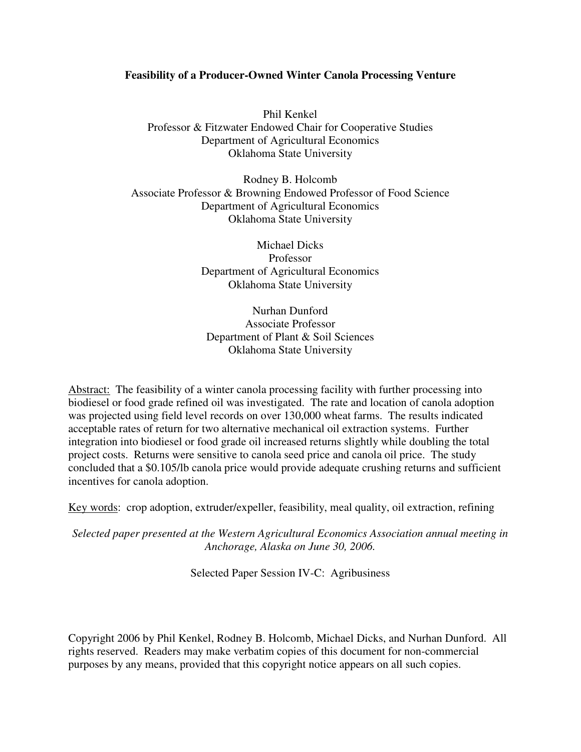# Feasibility of a Producer-Owned Winter Canola Processing Venture

Phil Kenkel
Professor & Fitzwater Endowed Chair for Cooperative Studies
Department of Agricultural Economics
Oklahoma State University

Rodney B. Holcomb
Associate Professor & Browning Endowed Professor of Food Science
Department of Agricultural Economics
Oklahoma State University

Michael Dicks
Professor
Department of Agricultural Economics
Oklahoma State University

Nurhan Dunford
Associate Professor
Department of Plant & Soil Sciences
Oklahoma State University

Abstract: The feasibility of a winter canola processing facility with further processing into biodiesel or food grade refined oil was investigated. The rate and location of canola adoption was projected using field level records on over 130,000 wheat farms. The results indicated acceptable rates of return for two alternative mechanical oil extraction systems. Further integration into biodiesel or food grade oil increased returns slightly while doubling the total project costs. Returns were sensitive to canola seed price and canola oil price. The study concluded that a $0.105/lb canola price would provide adequate crushing returns and sufficient incentives for canola adoption.

Key words: crop adoption, extruder/expeller, feasibility, meal quality, oil extraction, refining

*Selected paper presented at the Western Agricultural Economics Association annual meeting in Anchorage, Alaska on June 30, 2006.*

Selected Paper Session IV-C: Agribusiness

Copyright 2006 by Phil Kenkel, Rodney B. Holcomb, Michael Dicks, and Nurhan Dunford. All rights reserved. Readers may make verbatim copies of this document for non-commercial purposes by any means, provided that this copyright notice appears on all such copies.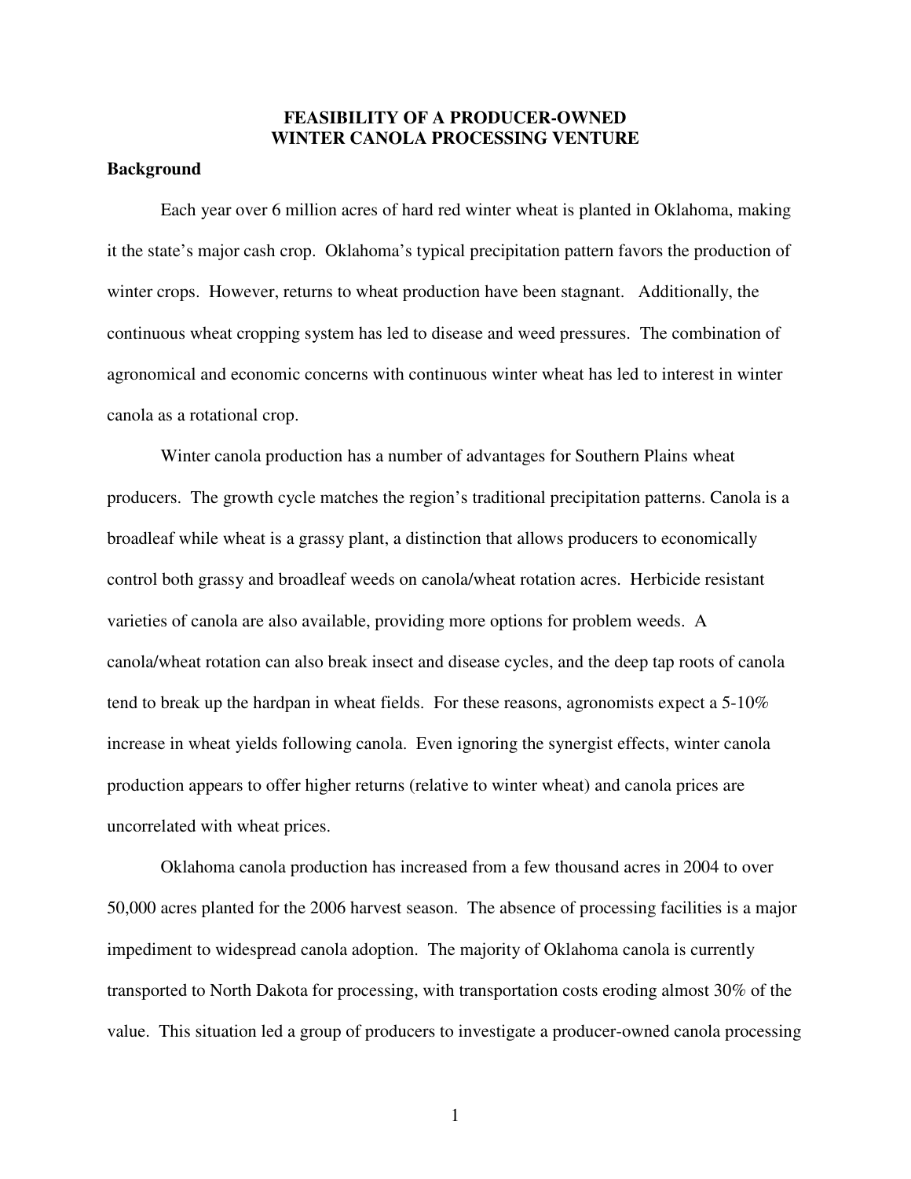# FEASIBILITY OF A PRODUCER-OWNED WINTER CANOLA PROCESSING VENTURE

## Background

Each year over 6 million acres of hard red winter wheat is planted in Oklahoma, making it the state's major cash crop. Oklahoma's typical precipitation pattern favors the production of winter crops. However, returns to wheat production have been stagnant. Additionally, the continuous wheat cropping system has led to disease and weed pressures. The combination of agronomical and economic concerns with continuous winter wheat has led to interest in winter canola as a rotational crop.

Winter canola production has a number of advantages for Southern Plains wheat producers. The growth cycle matches the region's traditional precipitation patterns. Canola is a broadleaf while wheat is a grassy plant, a distinction that allows producers to economically control both grassy and broadleaf weeds on canola/wheat rotation acres. Herbicide resistant varieties of canola are also available, providing more options for problem weeds. A canola/wheat rotation can also break insect and disease cycles, and the deep tap roots of canola tend to break up the hardpan in wheat fields. For these reasons, agronomists expect a 5-10% increase in wheat yields following canola. Even ignoring the synergist effects, winter canola production appears to offer higher returns (relative to winter wheat) and canola prices are uncorrelated with wheat prices.

Oklahoma canola production has increased from a few thousand acres in 2004 to over 50,000 acres planted for the 2006 harvest season. The absence of processing facilities is a major impediment to widespread canola adoption. The majority of Oklahoma canola is currently transported to North Dakota for processing, with transportation costs eroding almost 30% of the value. This situation led a group of producers to investigate a producer-owned canola processing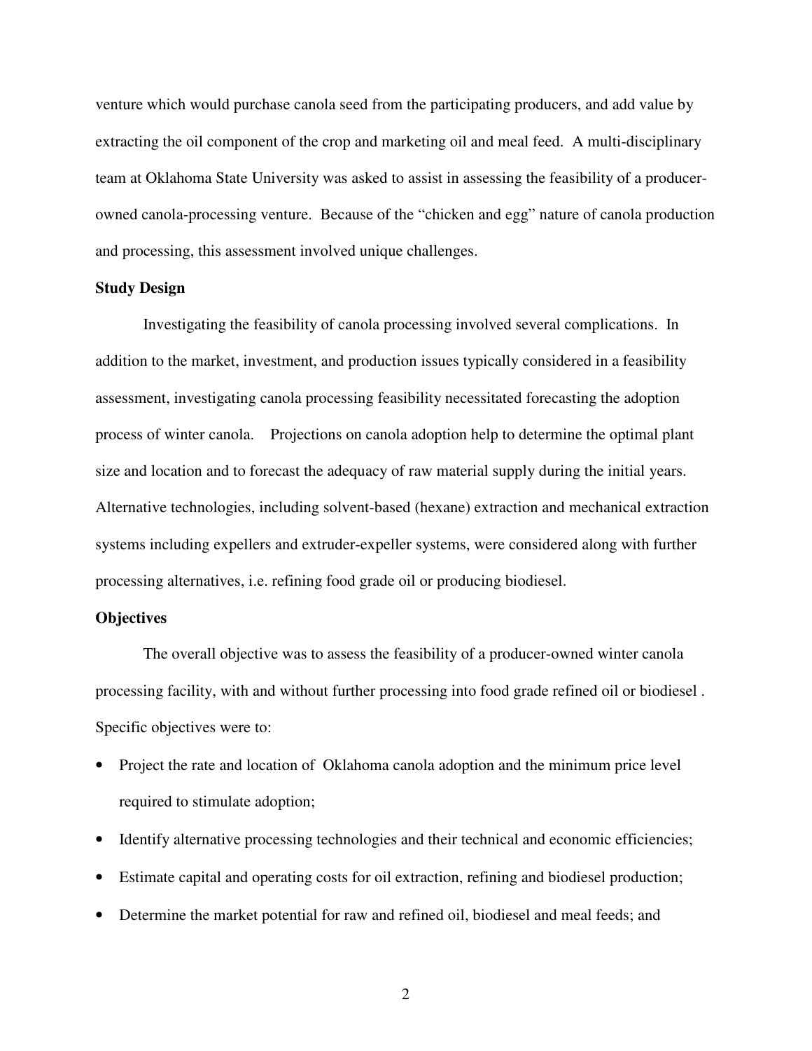venture which would purchase canola seed from the participating producers, and add value by extracting the oil component of the crop and marketing oil and meal feed. A multi-disciplinary team at Oklahoma State University was asked to assist in assessing the feasibility of a producer-owned canola-processing venture. Because of the "chicken and egg" nature of canola production and processing, this assessment involved unique challenges.

**Study Design**

Investigating the feasibility of canola processing involved several complications. In addition to the market, investment, and production issues typically considered in a feasibility assessment, investigating canola processing feasibility necessitated forecasting the adoption process of winter canola. Projections on canola adoption help to determine the optimal plant size and location and to forecast the adequacy of raw material supply during the initial years. Alternative technologies, including solvent-based (hexane) extraction and mechanical extraction systems including expellers and extruder-expeller systems, were considered along with further processing alternatives, i.e. refining food grade oil or producing biodiesel.

**Objectives**

The overall objective was to assess the feasibility of a producer-owned winter canola processing facility, with and without further processing into food grade refined oil or biodiesel . Specific objectives were to:

- Project the rate and location of Oklahoma canola adoption and the minimum price level required to stimulate adoption;
- Identify alternative processing technologies and their technical and economic efficiencies;
- Estimate capital and operating costs for oil extraction, refining and biodiesel production;
- Determine the market potential for raw and refined oil, biodiesel and meal feeds; and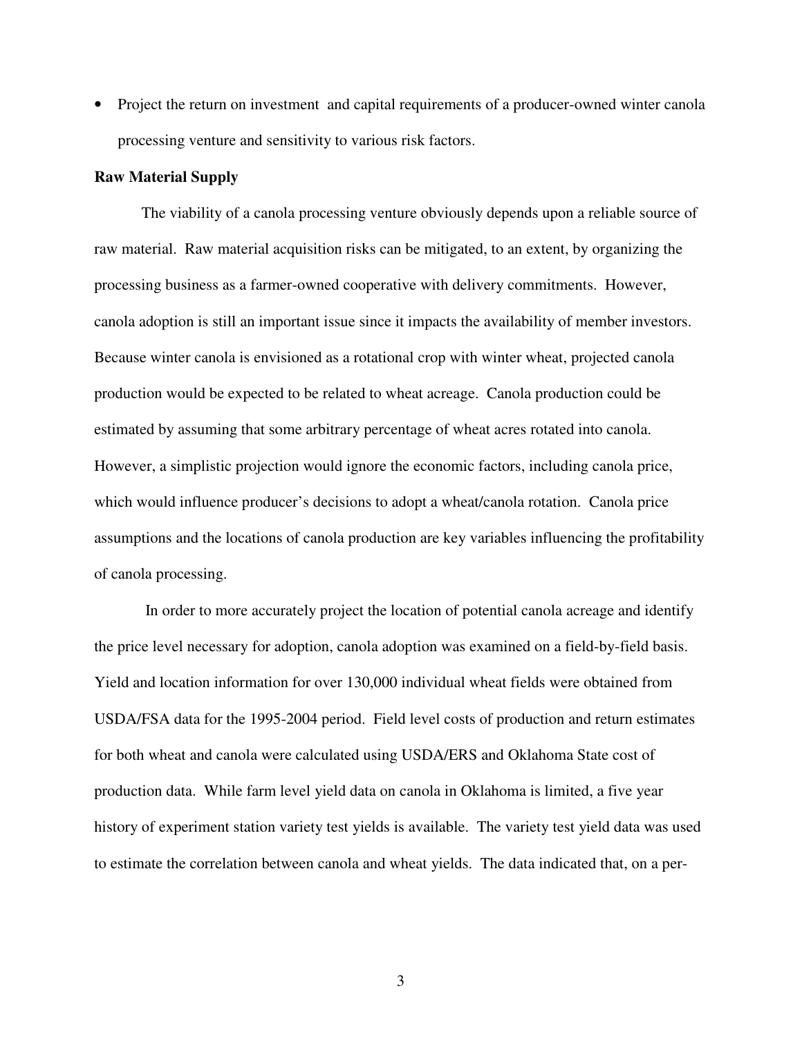- Project the return on investment  and capital requirements of a producer-owned winter canola processing venture and sensitivity to various risk factors.

**Raw Material Supply**

The viability of a canola processing venture obviously depends upon a reliable source of raw material. Raw material acquisition risks can be mitigated, to an extent, by organizing the processing business as a farmer-owned cooperative with delivery commitments. However, canola adoption is still an important issue since it impacts the availability of member investors. Because winter canola is envisioned as a rotational crop with winter wheat, projected canola production would be expected to be related to wheat acreage. Canola production could be estimated by assuming that some arbitrary percentage of wheat acres rotated into canola. However, a simplistic projection would ignore the economic factors, including canola price, which would influence producer's decisions to adopt a wheat/canola rotation. Canola price assumptions and the locations of canola production are key variables influencing the profitability of canola processing.

In order to more accurately project the location of potential canola acreage and identify the price level necessary for adoption, canola adoption was examined on a field-by-field basis. Yield and location information for over 130,000 individual wheat fields were obtained from USDA/FSA data for the 1995-2004 period. Field level costs of production and return estimates for both wheat and canola were calculated using USDA/ERS and Oklahoma State cost of production data. While farm level yield data on canola in Oklahoma is limited, a five year history of experiment station variety test yields is available. The variety test yield data was used to estimate the correlation between canola and wheat yields. The data indicated that, on a per-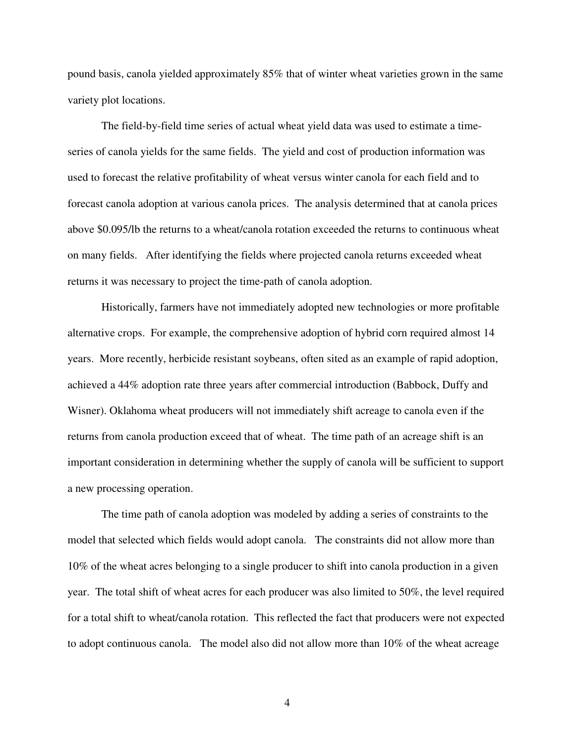pound basis, canola yielded approximately 85% that of winter wheat varieties grown in the same variety plot locations.

The field-by-field time series of actual wheat yield data was used to estimate a time-series of canola yields for the same fields. The yield and cost of production information was used to forecast the relative profitability of wheat versus winter canola for each field and to forecast canola adoption at various canola prices. The analysis determined that at canola prices above $0.095/lb the returns to a wheat/canola rotation exceeded the returns to continuous wheat on many fields. After identifying the fields where projected canola returns exceeded wheat returns it was necessary to project the time-path of canola adoption.

Historically, farmers have not immediately adopted new technologies or more profitable alternative crops. For example, the comprehensive adoption of hybrid corn required almost 14 years. More recently, herbicide resistant soybeans, often sited as an example of rapid adoption, achieved a 44% adoption rate three years after commercial introduction (Babbock, Duffy and Wisner). Oklahoma wheat producers will not immediately shift acreage to canola even if the returns from canola production exceed that of wheat. The time path of an acreage shift is an important consideration in determining whether the supply of canola will be sufficient to support a new processing operation.

The time path of canola adoption was modeled by adding a series of constraints to the model that selected which fields would adopt canola. The constraints did not allow more than 10% of the wheat acres belonging to a single producer to shift into canola production in a given year. The total shift of wheat acres for each producer was also limited to 50%, the level required for a total shift to wheat/canola rotation. This reflected the fact that producers were not expected to adopt continuous canola. The model also did not allow more than 10% of the wheat acreage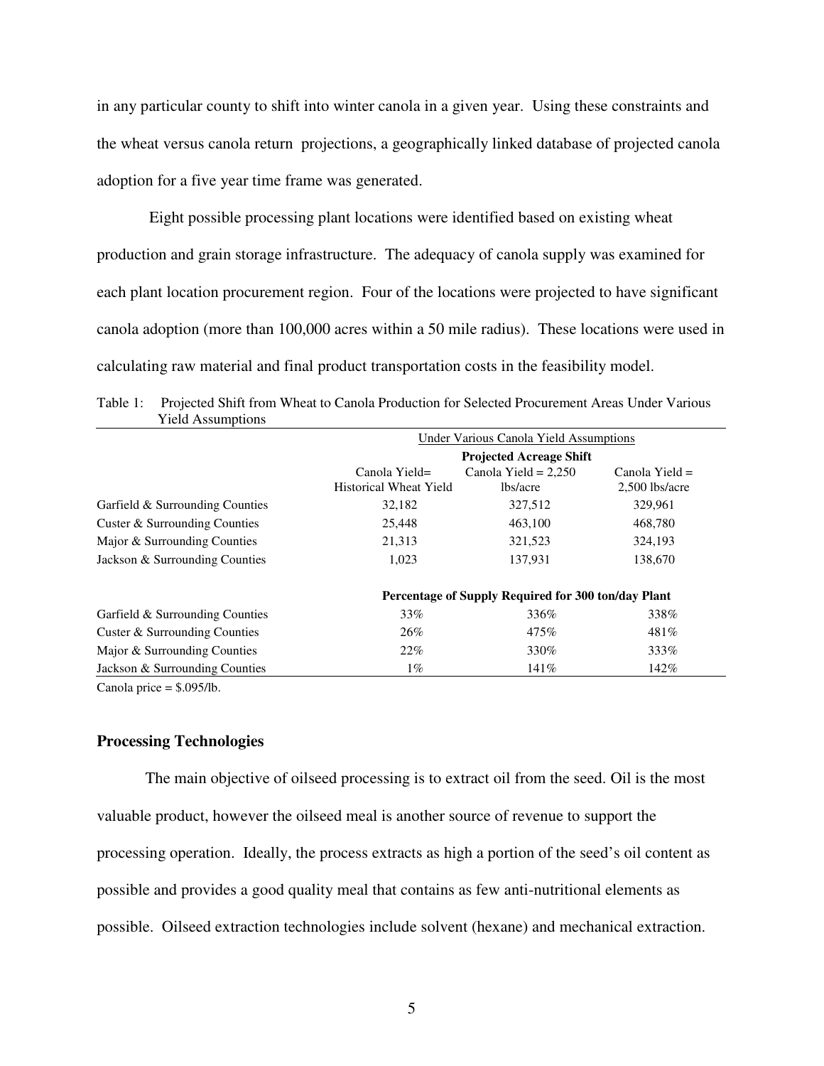in any particular county to shift into winter canola in a given year. Using these constraints and the wheat versus canola return projections, a geographically linked database of projected canola adoption for a five year time frame was generated.

Eight possible processing plant locations were identified based on existing wheat production and grain storage infrastructure. The adequacy of canola supply was examined for each plant location procurement region. Four of the locations were projected to have significant canola adoption (more than 100,000 acres within a 50 mile radius). These locations were used in calculating raw material and final product transportation costs in the feasibility model.

Table 1: Projected Shift from Wheat to Canola Production for Selected Procurement Areas Under Various Yield Assumptions

| | Under Various Canola Yield Assumptions | | |
|---|---|---|---|
| | **Projected Acreage Shift** | | |
| | Canola Yield= Historical Wheat Yield | Canola Yield = 2,250 lbs/acre | Canola Yield = 2,500 lbs/acre |
| Garfield & Surrounding Counties | 32,182 | 327,512 | 329,961 |
| Custer & Surrounding Counties | 25,448 | 463,100 | 468,780 |
| Major & Surrounding Counties | 21,313 | 321,523 | 324,193 |
| Jackson & Surrounding Counties | 1,023 | 137,931 | 138,670 |
| | **Percentage of Supply Required for 300 ton/day Plant** | | |
| Garfield & Surrounding Counties | 33% | 336% | 338% |
| Custer & Surrounding Counties | 26% | 475% | 481% |
| Major & Surrounding Counties | 22% | 330% | 333% |
| Jackson & Surrounding Counties | 1% | 141% | 142% |

Canola price = $.095/lb.

### Processing Technologies

The main objective of oilseed processing is to extract oil from the seed. Oil is the most valuable product, however the oilseed meal is another source of revenue to support the processing operation. Ideally, the process extracts as high a portion of the seed's oil content as possible and provides a good quality meal that contains as few anti-nutritional elements as possible. Oilseed extraction technologies include solvent (hexane) and mechanical extraction.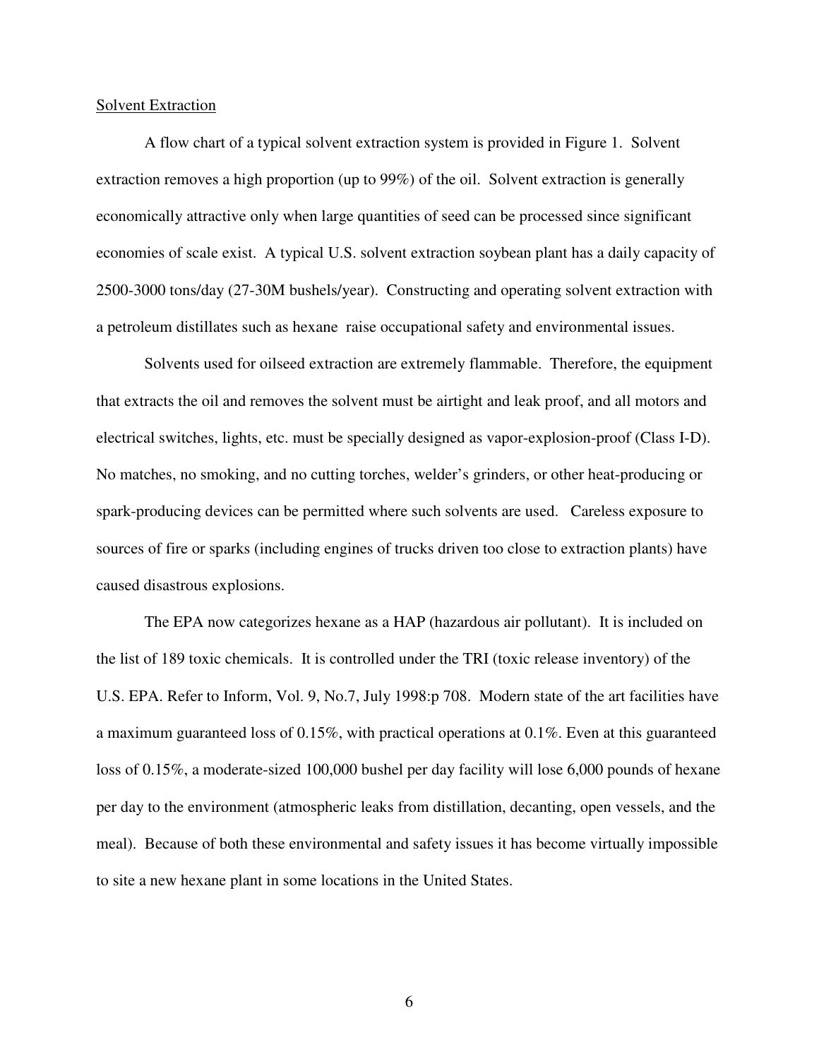Solvent Extraction

A flow chart of a typical solvent extraction system is provided in Figure 1. Solvent extraction removes a high proportion (up to 99%) of the oil. Solvent extraction is generally economically attractive only when large quantities of seed can be processed since significant economies of scale exist. A typical U.S. solvent extraction soybean plant has a daily capacity of 2500-3000 tons/day (27-30M bushels/year). Constructing and operating solvent extraction with a petroleum distillates such as hexane raise occupational safety and environmental issues.

Solvents used for oilseed extraction are extremely flammable. Therefore, the equipment that extracts the oil and removes the solvent must be airtight and leak proof, and all motors and electrical switches, lights, etc. must be specially designed as vapor-explosion-proof (Class I-D). No matches, no smoking, and no cutting torches, welder's grinders, or other heat-producing or spark-producing devices can be permitted where such solvents are used. Careless exposure to sources of fire or sparks (including engines of trucks driven too close to extraction plants) have caused disastrous explosions.

The EPA now categorizes hexane as a HAP (hazardous air pollutant). It is included on the list of 189 toxic chemicals. It is controlled under the TRI (toxic release inventory) of the U.S. EPA. Refer to Inform, Vol. 9, No.7, July 1998:p 708. Modern state of the art facilities have a maximum guaranteed loss of 0.15%, with practical operations at 0.1%. Even at this guaranteed loss of 0.15%, a moderate-sized 100,000 bushel per day facility will lose 6,000 pounds of hexane per day to the environment (atmospheric leaks from distillation, decanting, open vessels, and the meal). Because of both these environmental and safety issues it has become virtually impossible to site a new hexane plant in some locations in the United States.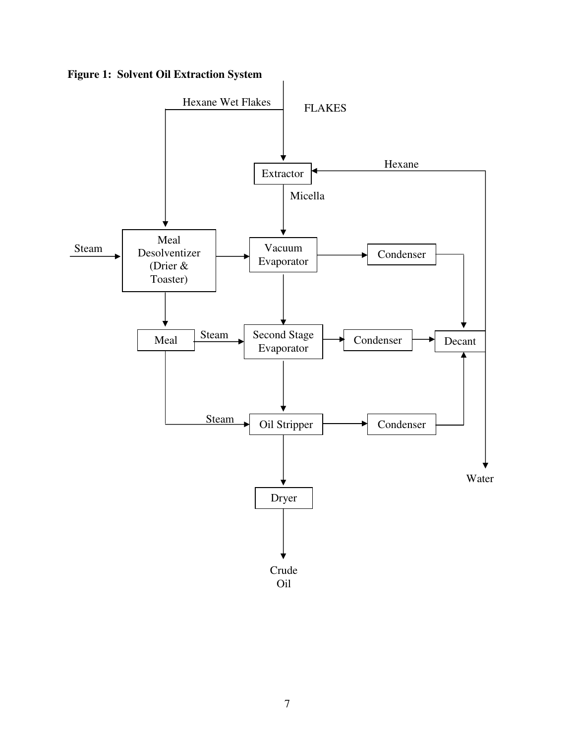**Figure 1: Solvent Oil Extraction System**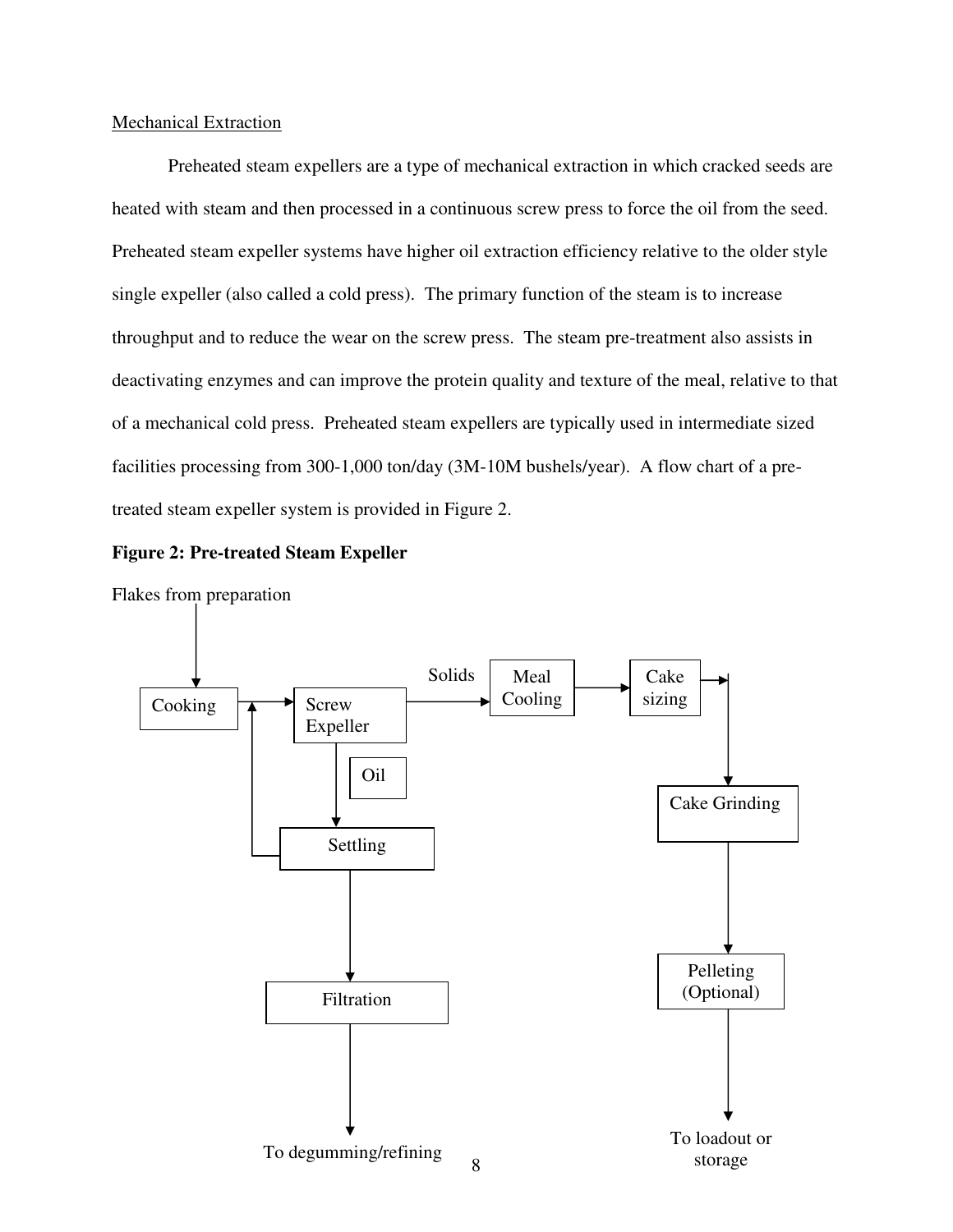Mechanical Extraction

Preheated steam expellers are a type of mechanical extraction in which cracked seeds are heated with steam and then processed in a continuous screw press to force the oil from the seed. Preheated steam expeller systems have higher oil extraction efficiency relative to the older style single expeller (also called a cold press). The primary function of the steam is to increase throughput and to reduce the wear on the screw press. The steam pre-treatment also assists in deactivating enzymes and can improve the protein quality and texture of the meal, relative to that of a mechanical cold press. Preheated steam expellers are typically used in intermediate sized facilities processing from 300-1,000 ton/day (3M-10M bushels/year). A flow chart of a pre-treated steam expeller system is provided in Figure 2.

**Figure 2: Pre-treated Steam Expeller**

Flakes from preparation

Cooking → Screw Expeller

Screw Expeller → (Solids) → Meal Cooling → Cake sizing → Cake Grinding → Pelleting (Optional) → To loadout or storage

Screw Expeller → (Oil) → Settling → Filtration → To degumming/refining

Settling → (return) → Screw Expeller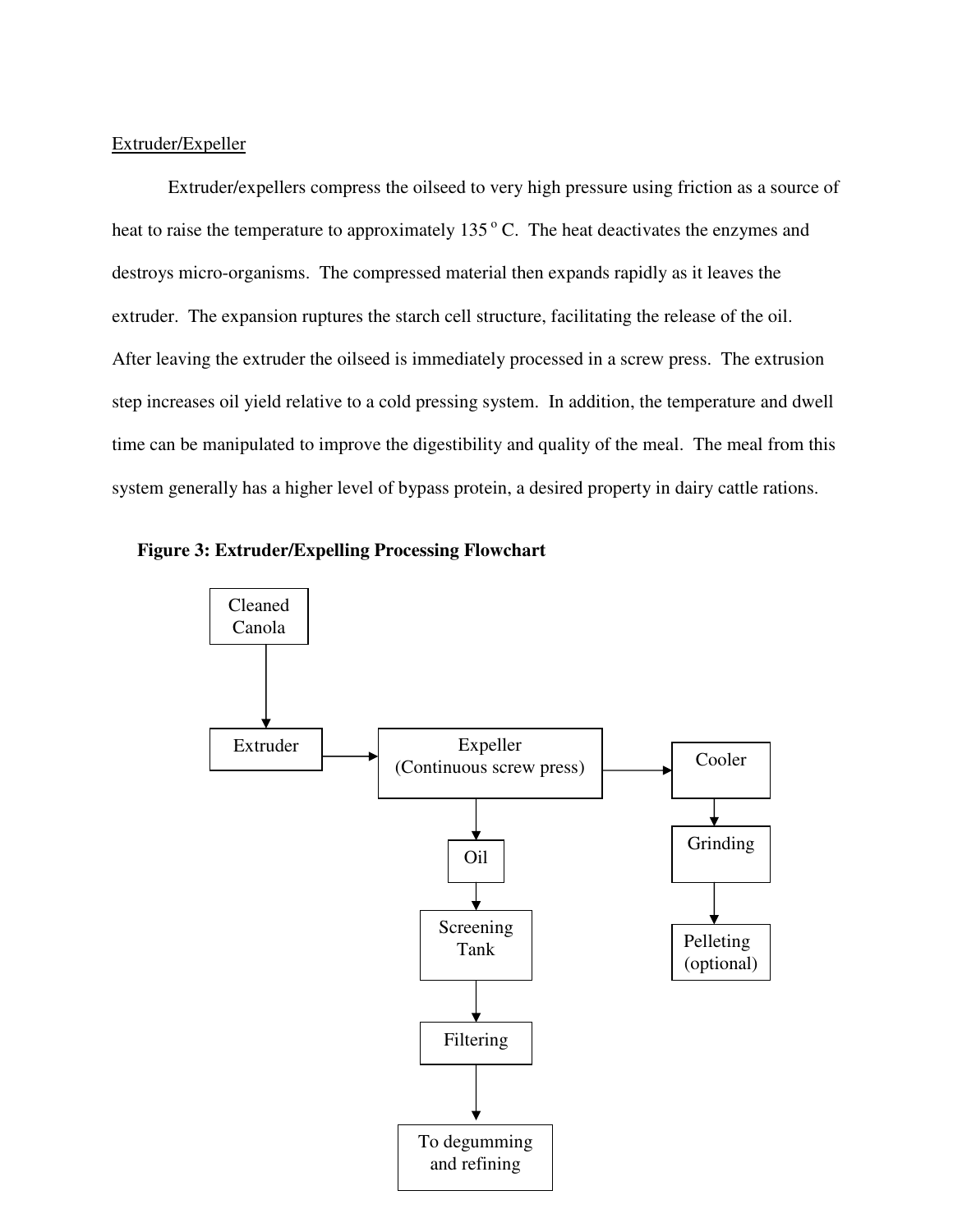Extruder/Expeller

Extruder/expellers compress the oilseed to very high pressure using friction as a source of heat to raise the temperature to approximately 135 $^{o}$ C. The heat deactivates the enzymes and destroys micro-organisms. The compressed material then expands rapidly as it leaves the extruder. The expansion ruptures the starch cell structure, facilitating the release of the oil. After leaving the extruder the oilseed is immediately processed in a screw press. The extrusion step increases oil yield relative to a cold pressing system. In addition, the temperature and dwell time can be manipulated to improve the digestibility and quality of the meal. The meal from this system generally has a higher level of bypass protein, a desired property in dairy cattle rations.

**Figure 3: Extruder/Expelling Processing Flowchart**

Cleaned Canola → Extruder → Expeller (Continuous screw press)

Expeller (Continuous screw press) → Oil → Screening Tank → Filtering → To degumming and refining

Expeller (Continuous screw press) → Cooler → Grinding → Pelleting (optional)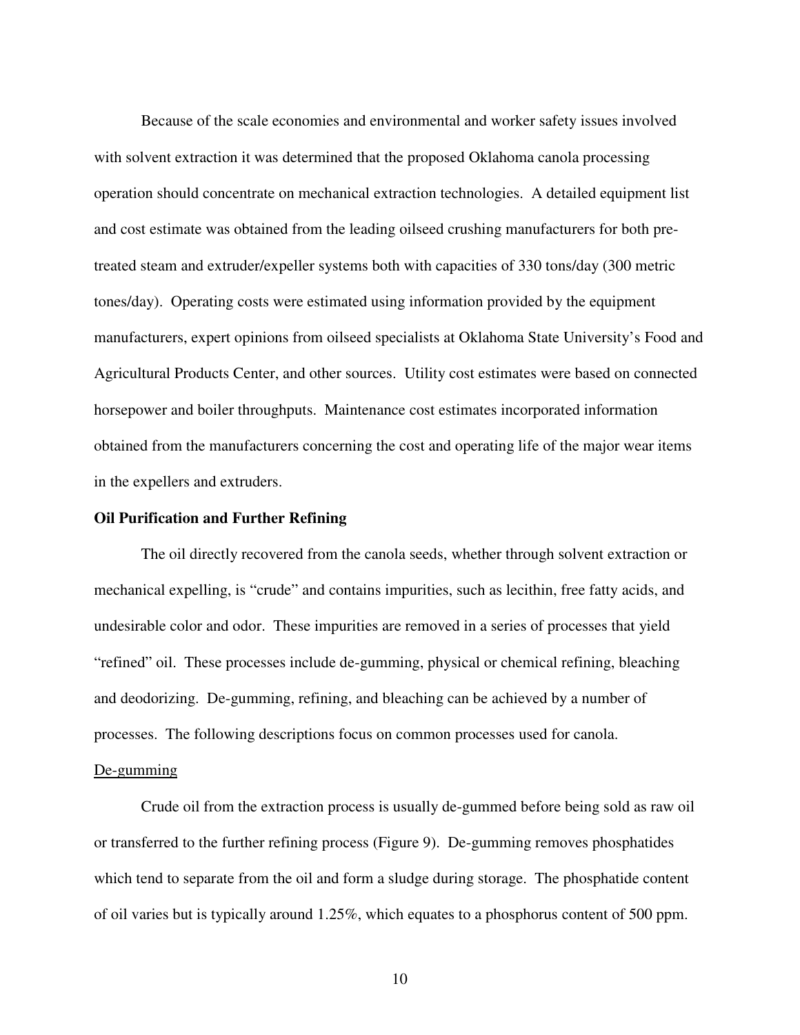Because of the scale economies and environmental and worker safety issues involved with solvent extraction it was determined that the proposed Oklahoma canola processing operation should concentrate on mechanical extraction technologies. A detailed equipment list and cost estimate was obtained from the leading oilseed crushing manufacturers for both pre-treated steam and extruder/expeller systems both with capacities of 330 tons/day (300 metric tones/day). Operating costs were estimated using information provided by the equipment manufacturers, expert opinions from oilseed specialists at Oklahoma State University's Food and Agricultural Products Center, and other sources. Utility cost estimates were based on connected horsepower and boiler throughputs. Maintenance cost estimates incorporated information obtained from the manufacturers concerning the cost and operating life of the major wear items in the expellers and extruders.

**Oil Purification and Further Refining**

The oil directly recovered from the canola seeds, whether through solvent extraction or mechanical expelling, is "crude" and contains impurities, such as lecithin, free fatty acids, and undesirable color and odor. These impurities are removed in a series of processes that yield "refined" oil. These processes include de-gumming, physical or chemical refining, bleaching and deodorizing. De-gumming, refining, and bleaching can be achieved by a number of processes. The following descriptions focus on common processes used for canola.

<u>De-gumming</u>

Crude oil from the extraction process is usually de-gummed before being sold as raw oil or transferred to the further refining process (Figure 9). De-gumming removes phosphatides which tend to separate from the oil and form a sludge during storage. The phosphatide content of oil varies but is typically around 1.25%, which equates to a phosphorus content of 500 ppm.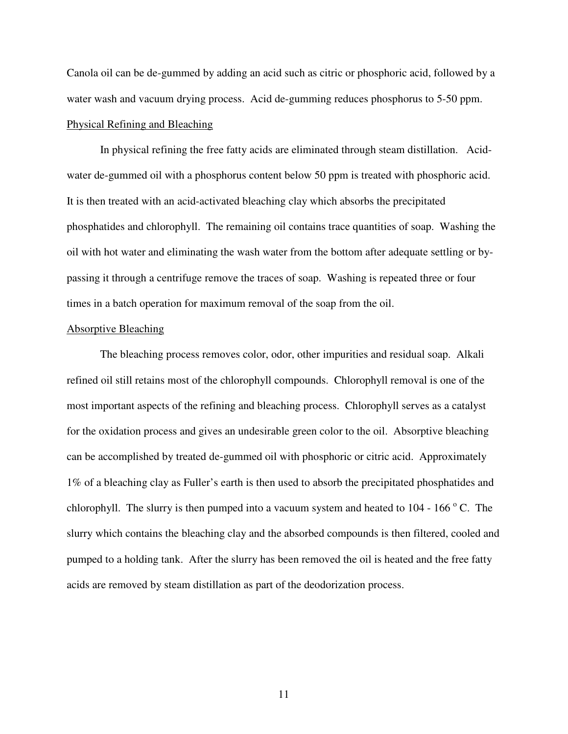Canola oil can be de-gummed by adding an acid such as citric or phosphoric acid, followed by a water wash and vacuum drying process. Acid de-gumming reduces phosphorus to 5-50 ppm.

### Physical Refining and Bleaching

In physical refining the free fatty acids are eliminated through steam distillation. Acid-water de-gummed oil with a phosphorus content below 50 ppm is treated with phosphoric acid. It is then treated with an acid-activated bleaching clay which absorbs the precipitated phosphatides and chlorophyll. The remaining oil contains trace quantities of soap. Washing the oil with hot water and eliminating the wash water from the bottom after adequate settling or by-passing it through a centrifuge remove the traces of soap. Washing is repeated three or four times in a batch operation for maximum removal of the soap from the oil.

### Absorptive Bleaching

The bleaching process removes color, odor, other impurities and residual soap. Alkali refined oil still retains most of the chlorophyll compounds. Chlorophyll removal is one of the most important aspects of the refining and bleaching process. Chlorophyll serves as a catalyst for the oxidation process and gives an undesirable green color to the oil. Absorptive bleaching can be accomplished by treated de-gummed oil with phosphoric or citric acid. Approximately 1% of a bleaching clay as Fuller's earth is then used to absorb the precipitated phosphatides and chlorophyll. The slurry is then pumped into a vacuum system and heated to 104 - 166 $^{o}$ C. The slurry which contains the bleaching clay and the absorbed compounds is then filtered, cooled and pumped to a holding tank. After the slurry has been removed the oil is heated and the free fatty acids are removed by steam distillation as part of the deodorization process.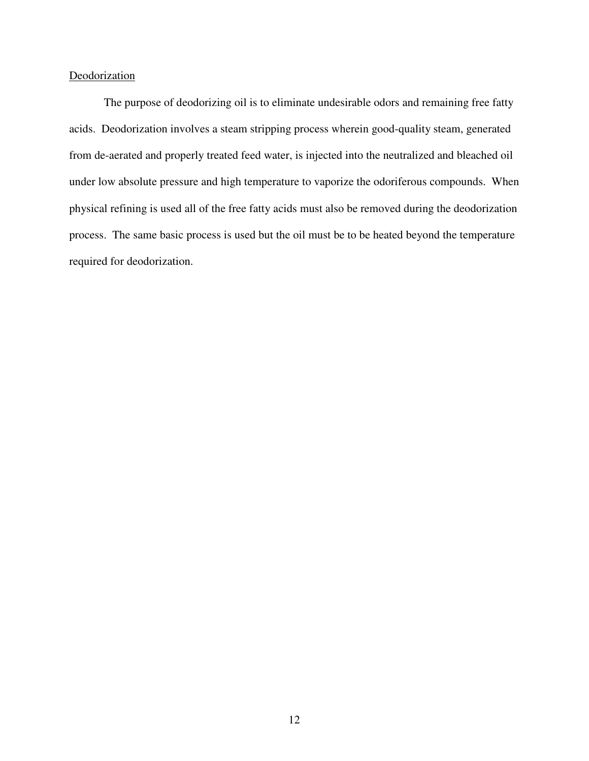Deodorization

The purpose of deodorizing oil is to eliminate undesirable odors and remaining free fatty acids. Deodorization involves a steam stripping process wherein good-quality steam, generated from de-aerated and properly treated feed water, is injected into the neutralized and bleached oil under low absolute pressure and high temperature to vaporize the odoriferous compounds. When physical refining is used all of the free fatty acids must also be removed during the deodorization process. The same basic process is used but the oil must be to be heated beyond the temperature required for deodorization.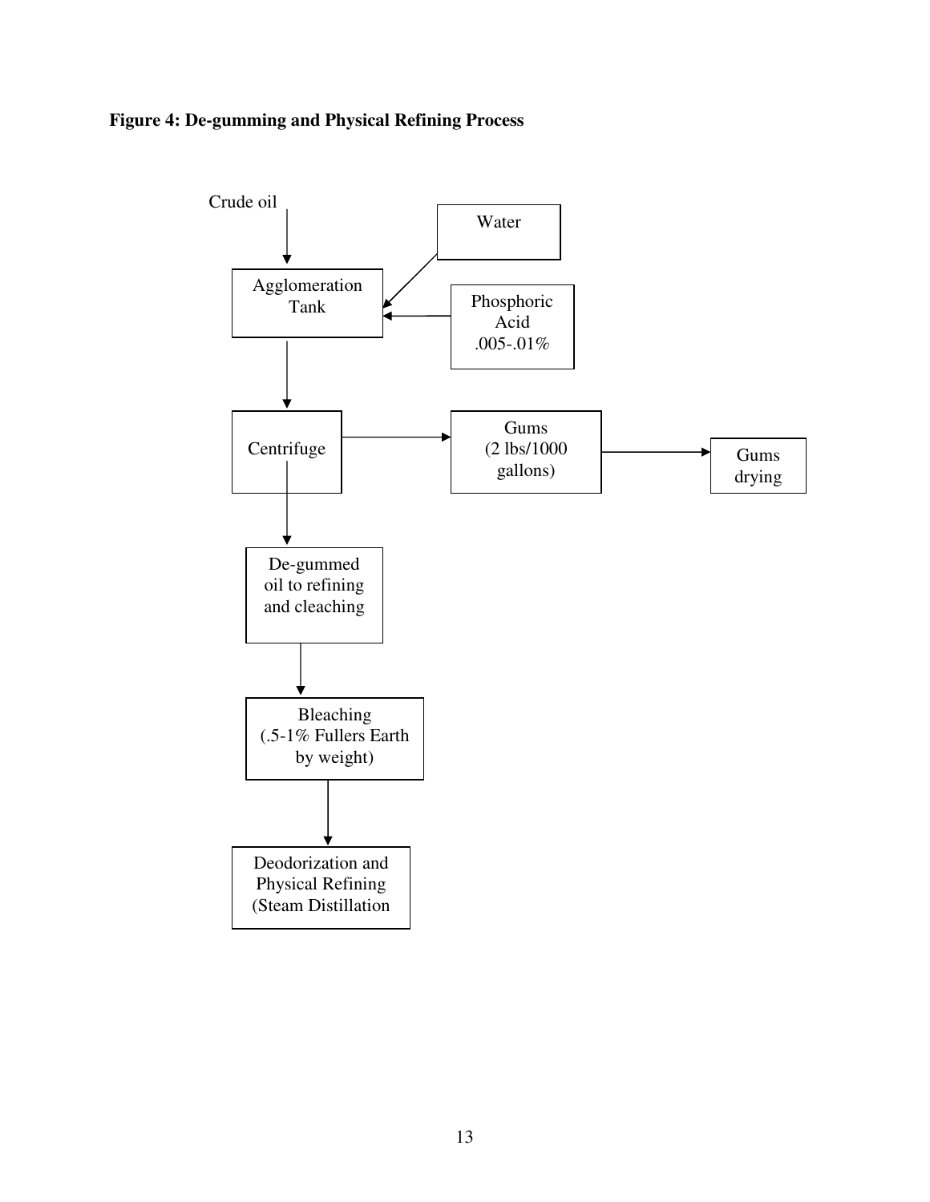**Figure 4: De-gumming and Physical Refining Process**

Crude oil

Water

Agglomeration Tank

Phosphoric Acid .005-.01%

Centrifuge

Gums (2 lbs/1000 gallons)

Gums drying

De-gummed oil to refining and cleaching

Bleaching (.5-1% Fullers Earth by weight)

Deodorization and Physical Refining (Steam Distillation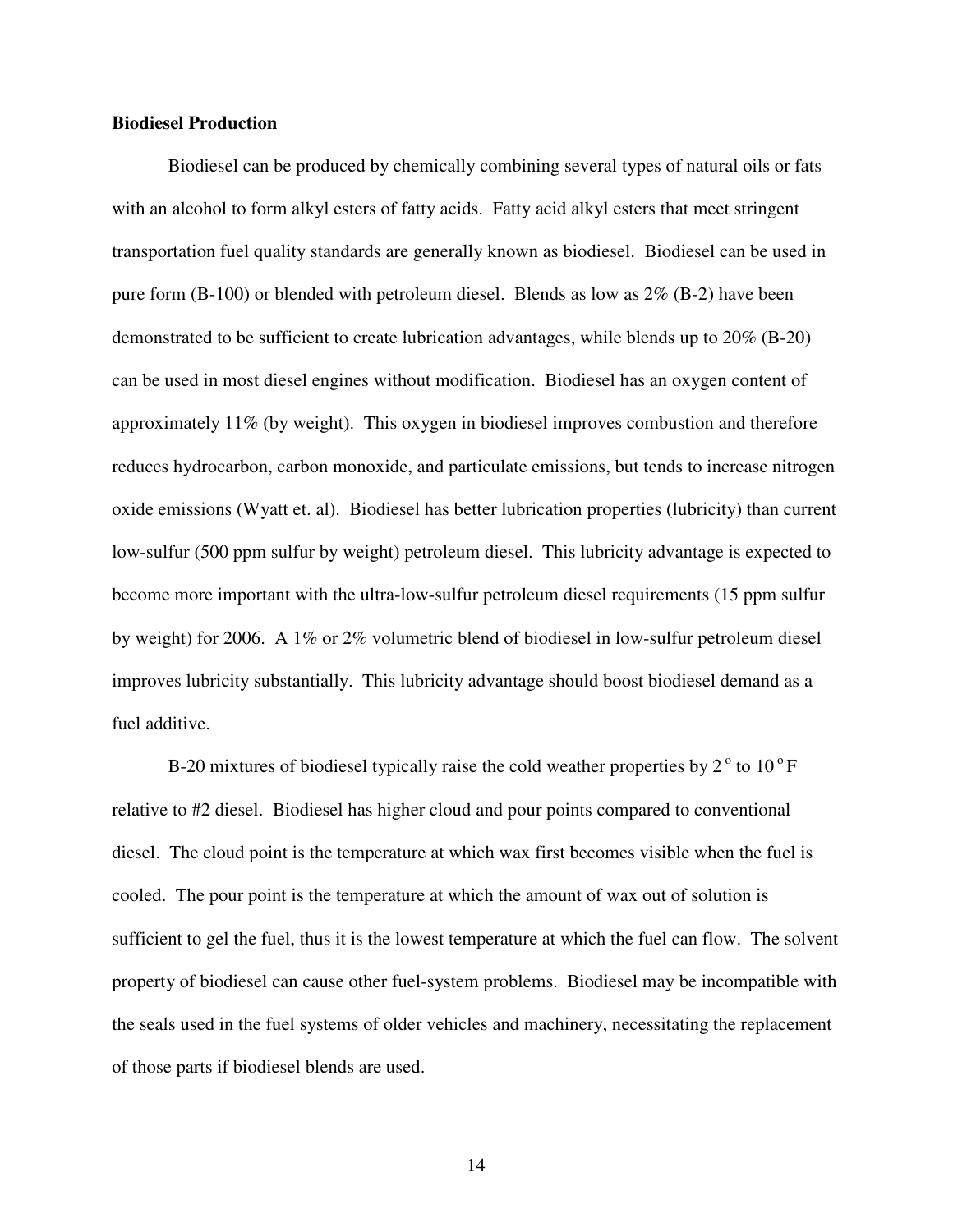**Biodiesel Production**

Biodiesel can be produced by chemically combining several types of natural oils or fats with an alcohol to form alkyl esters of fatty acids. Fatty acid alkyl esters that meet stringent transportation fuel quality standards are generally known as biodiesel. Biodiesel can be used in pure form (B-100) or blended with petroleum diesel. Blends as low as 2% (B-2) have been demonstrated to be sufficient to create lubrication advantages, while blends up to 20% (B-20) can be used in most diesel engines without modification. Biodiesel has an oxygen content of approximately 11% (by weight). This oxygen in biodiesel improves combustion and therefore reduces hydrocarbon, carbon monoxide, and particulate emissions, but tends to increase nitrogen oxide emissions (Wyatt et. al). Biodiesel has better lubrication properties (lubricity) than current low-sulfur (500 ppm sulfur by weight) petroleum diesel. This lubricity advantage is expected to become more important with the ultra-low-sulfur petroleum diesel requirements (15 ppm sulfur by weight) for 2006. A 1% or 2% volumetric blend of biodiesel in low-sulfur petroleum diesel improves lubricity substantially. This lubricity advantage should boost biodiesel demand as a fuel additive.

B-20 mixtures of biodiesel typically raise the cold weather properties by $2^{\circ}$ to $10^{\circ}$F relative to #2 diesel. Biodiesel has higher cloud and pour points compared to conventional diesel. The cloud point is the temperature at which wax first becomes visible when the fuel is cooled. The pour point is the temperature at which the amount of wax out of solution is sufficient to gel the fuel, thus it is the lowest temperature at which the fuel can flow. The solvent property of biodiesel can cause other fuel-system problems. Biodiesel may be incompatible with the seals used in the fuel systems of older vehicles and machinery, necessitating the replacement of those parts if biodiesel blends are used.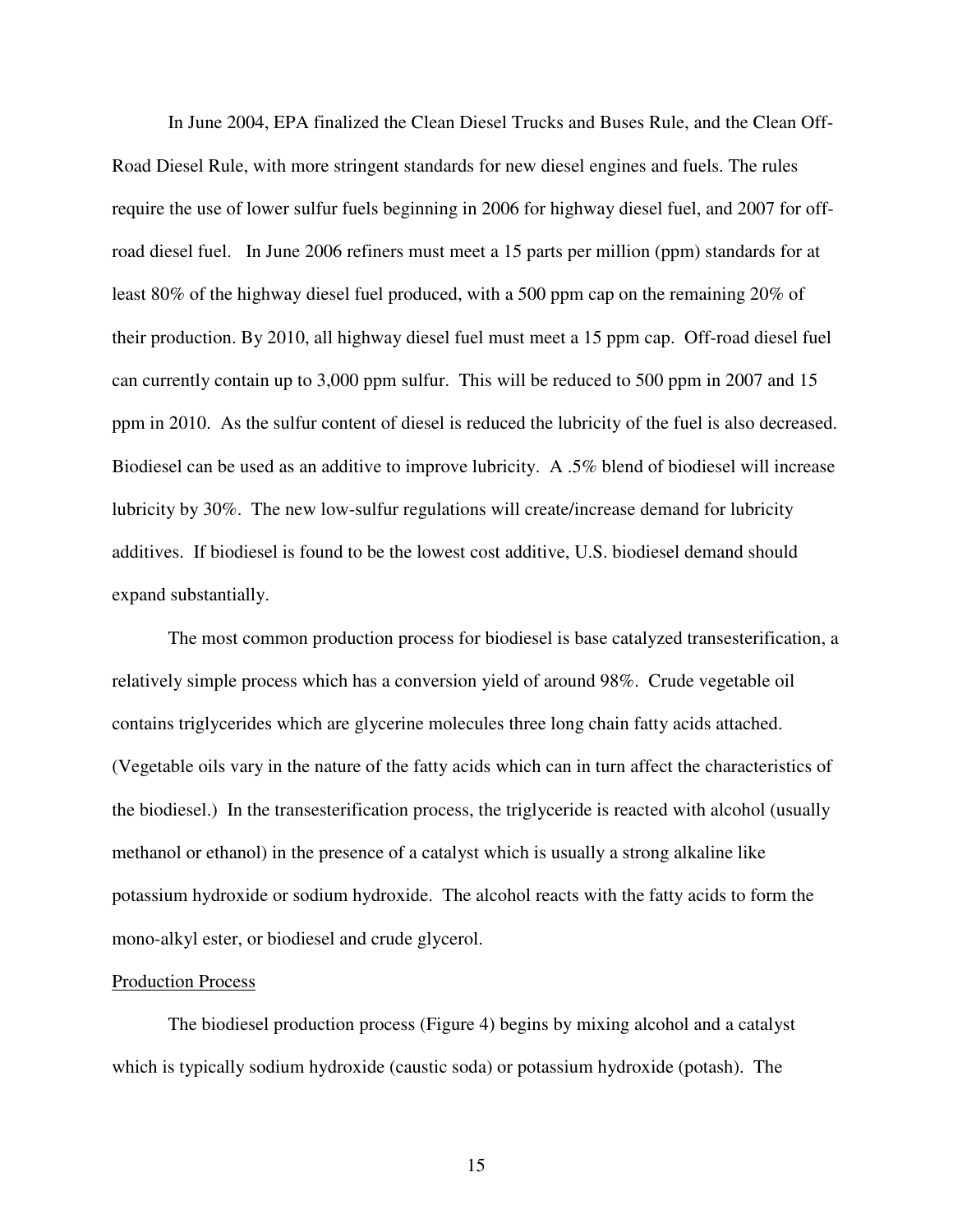In June 2004, EPA finalized the Clean Diesel Trucks and Buses Rule, and the Clean Off-Road Diesel Rule, with more stringent standards for new diesel engines and fuels. The rules require the use of lower sulfur fuels beginning in 2006 for highway diesel fuel, and 2007 for off-road diesel fuel. In June 2006 refiners must meet a 15 parts per million (ppm) standards for at least 80% of the highway diesel fuel produced, with a 500 ppm cap on the remaining 20% of their production. By 2010, all highway diesel fuel must meet a 15 ppm cap. Off-road diesel fuel can currently contain up to 3,000 ppm sulfur. This will be reduced to 500 ppm in 2007 and 15 ppm in 2010. As the sulfur content of diesel is reduced the lubricity of the fuel is also decreased. Biodiesel can be used as an additive to improve lubricity. A .5% blend of biodiesel will increase lubricity by 30%. The new low-sulfur regulations will create/increase demand for lubricity additives. If biodiesel is found to be the lowest cost additive, U.S. biodiesel demand should expand substantially.

The most common production process for biodiesel is base catalyzed transesterification, a relatively simple process which has a conversion yield of around 98%. Crude vegetable oil contains triglycerides which are glycerine molecules three long chain fatty acids attached. (Vegetable oils vary in the nature of the fatty acids which can in turn affect the characteristics of the biodiesel.) In the transesterification process, the triglyceride is reacted with alcohol (usually methanol or ethanol) in the presence of a catalyst which is usually a strong alkaline like potassium hydroxide or sodium hydroxide. The alcohol reacts with the fatty acids to form the mono-alkyl ester, or biodiesel and crude glycerol.

<u>Production Process</u>

The biodiesel production process (Figure 4) begins by mixing alcohol and a catalyst which is typically sodium hydroxide (caustic soda) or potassium hydroxide (potash). The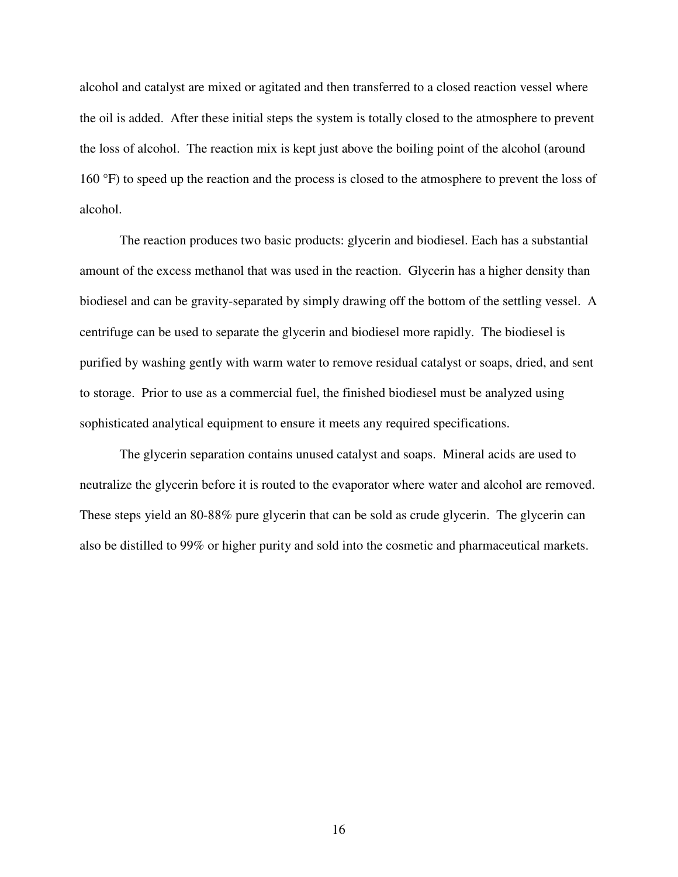alcohol and catalyst are mixed or agitated and then transferred to a closed reaction vessel where the oil is added. After these initial steps the system is totally closed to the atmosphere to prevent the loss of alcohol. The reaction mix is kept just above the boiling point of the alcohol (around 160 °F) to speed up the reaction and the process is closed to the atmosphere to prevent the loss of alcohol.

The reaction produces two basic products: glycerin and biodiesel. Each has a substantial amount of the excess methanol that was used in the reaction. Glycerin has a higher density than biodiesel and can be gravity-separated by simply drawing off the bottom of the settling vessel. A centrifuge can be used to separate the glycerin and biodiesel more rapidly. The biodiesel is purified by washing gently with warm water to remove residual catalyst or soaps, dried, and sent to storage. Prior to use as a commercial fuel, the finished biodiesel must be analyzed using sophisticated analytical equipment to ensure it meets any required specifications.

The glycerin separation contains unused catalyst and soaps. Mineral acids are used to neutralize the glycerin before it is routed to the evaporator where water and alcohol are removed. These steps yield an 80-88% pure glycerin that can be sold as crude glycerin. The glycerin can also be distilled to 99% or higher purity and sold into the cosmetic and pharmaceutical markets.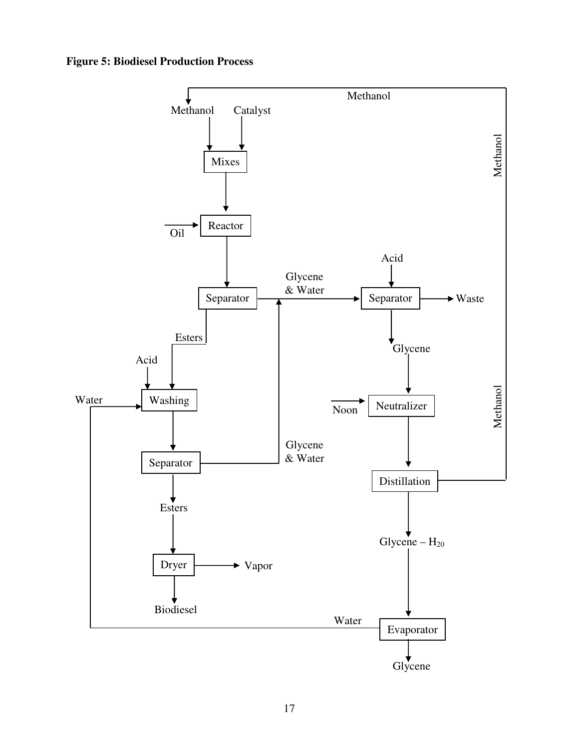**Figure 5: Biodiesel Production Process**

Methanol

Methanol Catalyst

Mixes

Oil → Reactor

Separator → Glycene & Water → Separator → Waste

Acid

Esters

Glycene

Acid

Water → Washing

Noon → Neutralizer

Methanol

Separator → Glycene & Water

Distillation → Methanol

Esters

Glycene – $H_{2}0$

Dryer → Vapor

Biodiesel

Water ← Evaporator

Glycene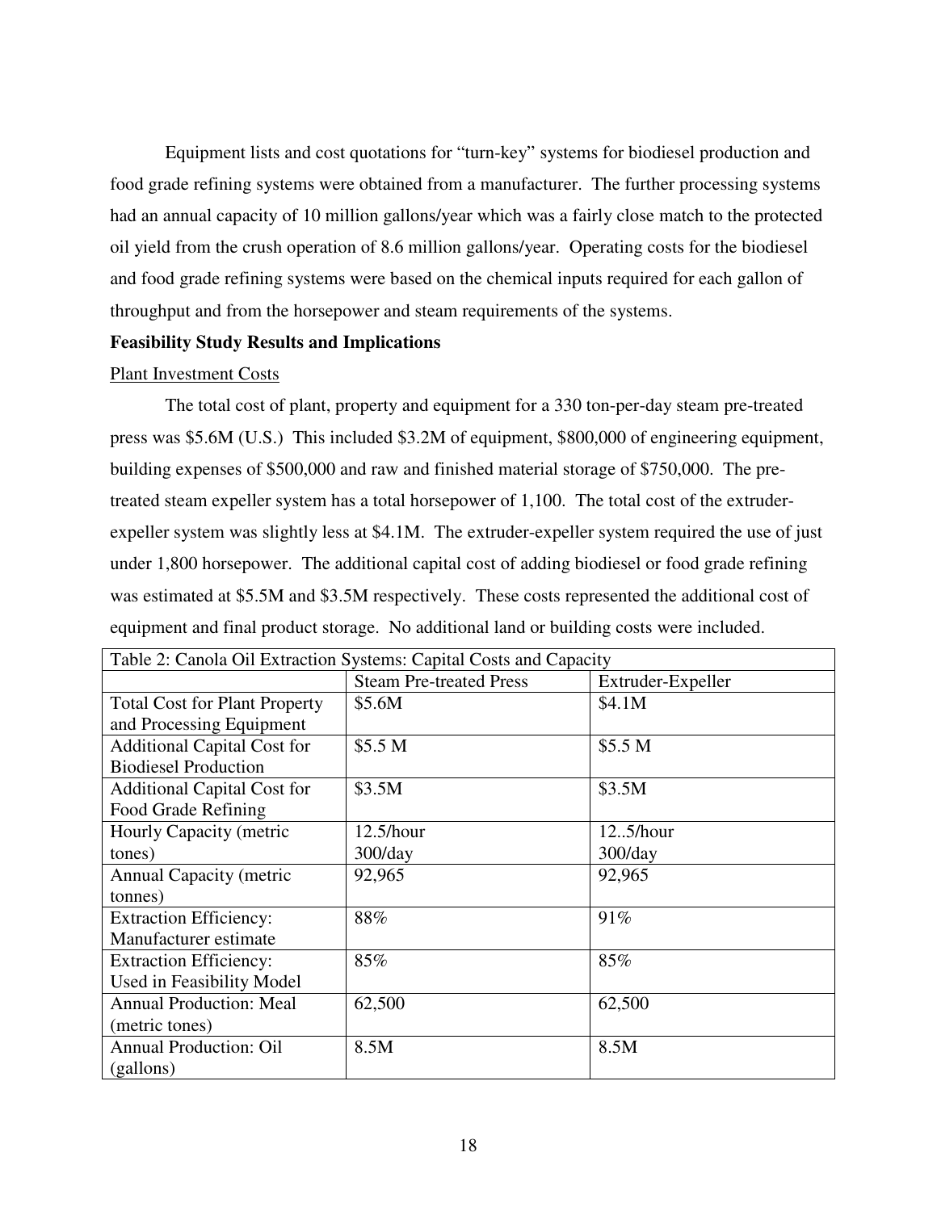Equipment lists and cost quotations for "turn-key" systems for biodiesel production and food grade refining systems were obtained from a manufacturer. The further processing systems had an annual capacity of 10 million gallons/year which was a fairly close match to the protected oil yield from the crush operation of 8.6 million gallons/year. Operating costs for the biodiesel and food grade refining systems were based on the chemical inputs required for each gallon of throughput and from the horsepower and steam requirements of the systems.

**Feasibility Study Results and Implications**

Plant Investment Costs

The total cost of plant, property and equipment for a 330 ton-per-day steam pre-treated press was $5.6M (U.S.) This included $3.2M of equipment, $800,000 of engineering equipment, building expenses of $500,000 and raw and finished material storage of $750,000. The pre-treated steam expeller system has a total horsepower of 1,100. The total cost of the extruder-expeller system was slightly less at $4.1M. The extruder-expeller system required the use of just under 1,800 horsepower. The additional capital cost of adding biodiesel or food grade refining was estimated at $5.5M and $3.5M respectively. These costs represented the additional cost of equipment and final product storage. No additional land or building costs were included.

| Table 2: Canola Oil Extraction Systems: Capital Costs and Capacity | | |
|---|---|---|
| | Steam Pre-treated Press | Extruder-Expeller |
| Total Cost for Plant Property and Processing Equipment | $5.6M | $4.1M |
| Additional Capital Cost for Biodiesel Production | $5.5 M | $5.5 M |
| Additional Capital Cost for Food Grade Refining | $3.5M | $3.5M |
| Hourly Capacity (metric tones) | 12.5/hour 300/day | 12..5/hour 300/day |
| Annual Capacity (metric tonnes) | 92,965 | 92,965 |
| Extraction Efficiency: Manufacturer estimate | 88% | 91% |
| Extraction Efficiency: Used in Feasibility Model | 85% | 85% |
| Annual Production: Meal (metric tones) | 62,500 | 62,500 |
| Annual Production: Oil (gallons) | 8.5M | 8.5M |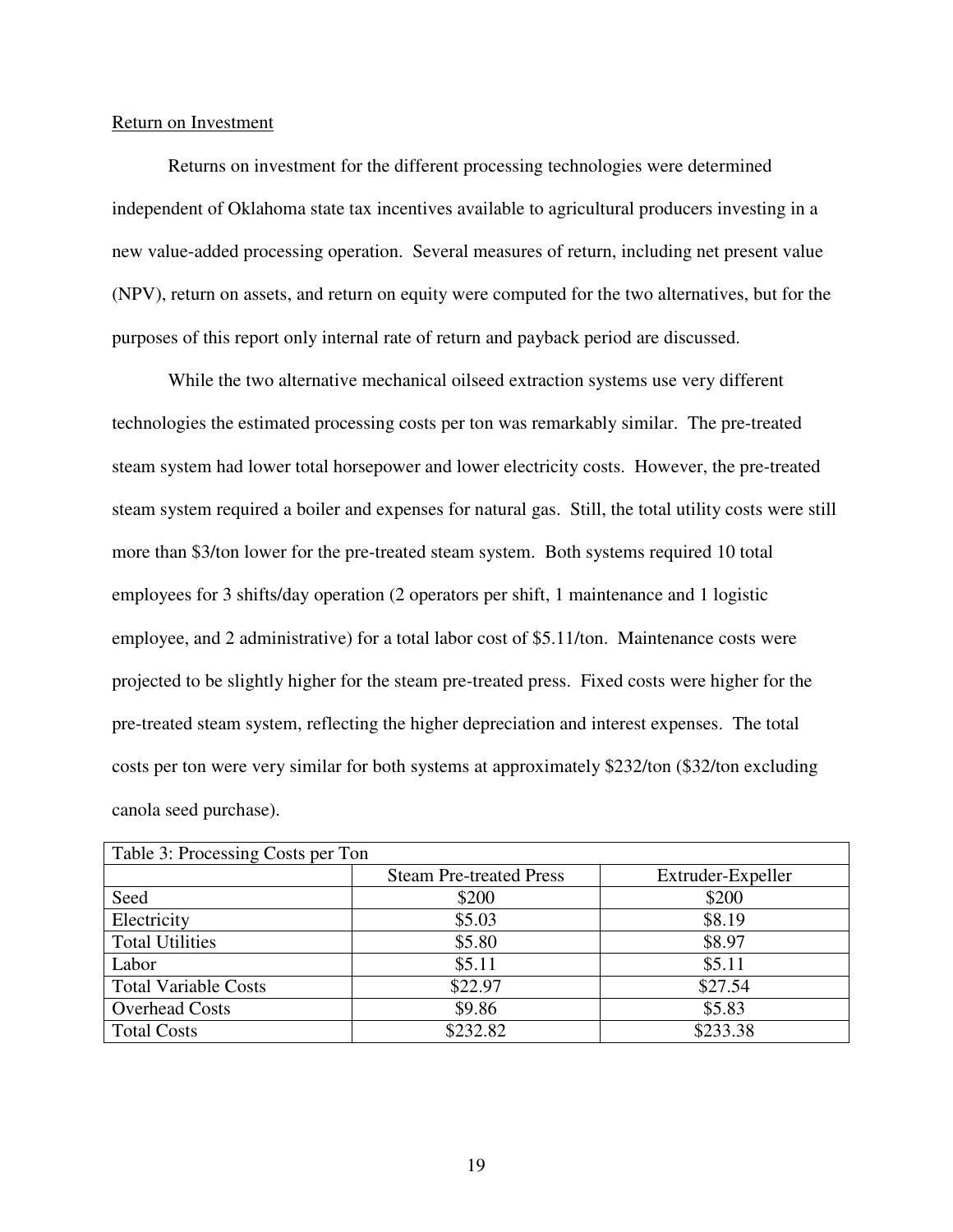Return on Investment

Returns on investment for the different processing technologies were determined independent of Oklahoma state tax incentives available to agricultural producers investing in a new value-added processing operation. Several measures of return, including net present value (NPV), return on assets, and return on equity were computed for the two alternatives, but for the purposes of this report only internal rate of return and payback period are discussed.

While the two alternative mechanical oilseed extraction systems use very different technologies the estimated processing costs per ton was remarkably similar. The pre-treated steam system had lower total horsepower and lower electricity costs. However, the pre-treated steam system required a boiler and expenses for natural gas. Still, the total utility costs were still more than \$3/ton lower for the pre-treated steam system. Both systems required 10 total employees for 3 shifts/day operation (2 operators per shift, 1 maintenance and 1 logistic employee, and 2 administrative) for a total labor cost of \$5.11/ton. Maintenance costs were projected to be slightly higher for the steam pre-treated press. Fixed costs were higher for the pre-treated steam system, reflecting the higher depreciation and interest expenses. The total costs per ton were very similar for both systems at approximately \$232/ton (\$32/ton excluding canola seed purchase).

| Table 3: Processing Costs per Ton | | |
|---|---|---|
| | Steam Pre-treated Press | Extruder-Expeller |
| Seed | \$200 | \$200 |
| Electricity | \$5.03 | \$8.19 |
| Total Utilities | \$5.80 | \$8.97 |
| Labor | \$5.11 | \$5.11 |
| Total Variable Costs | \$22.97 | \$27.54 |
| Overhead Costs | \$9.86 | \$5.83 |
| Total Costs | \$232.82 | \$233.38 |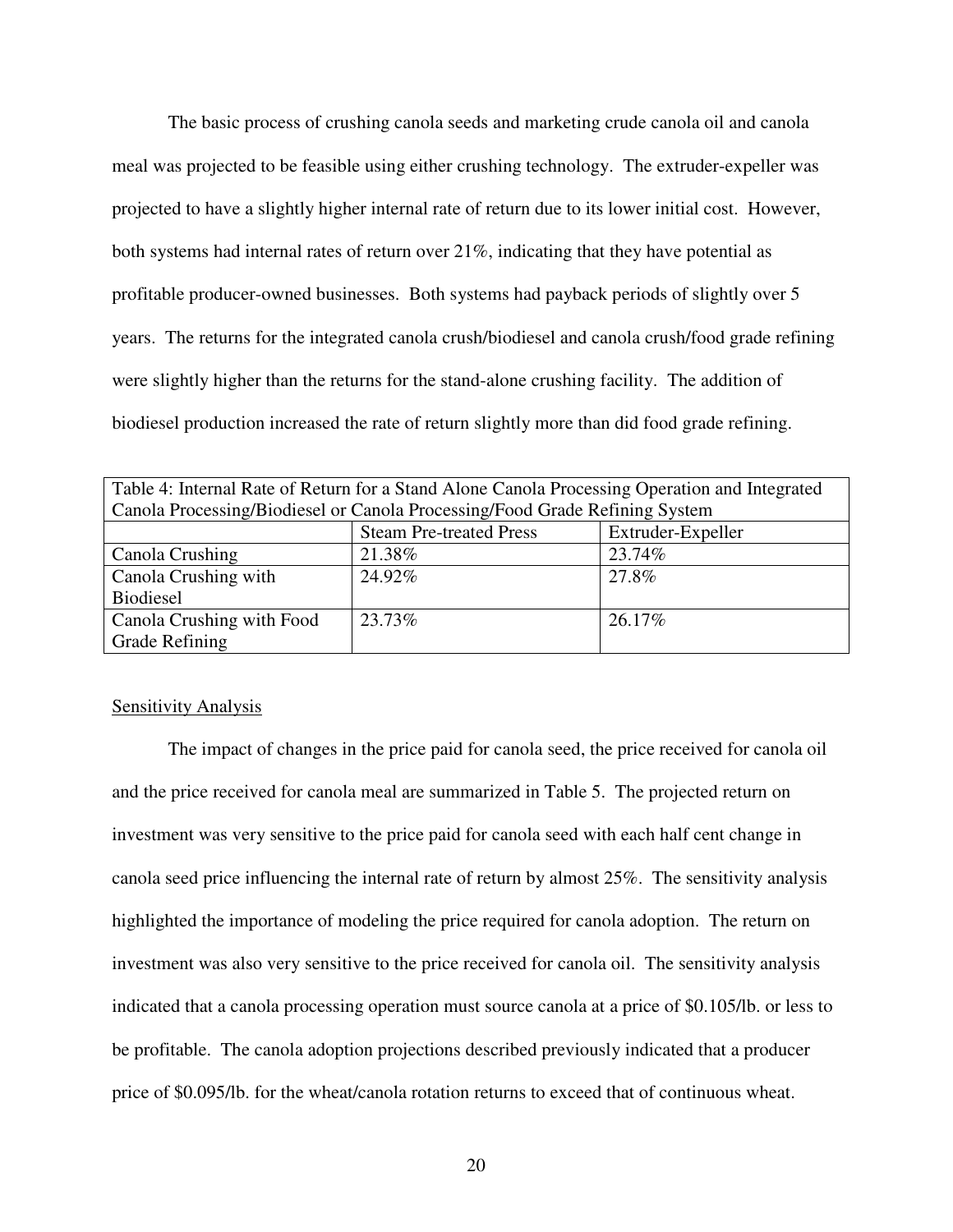The basic process of crushing canola seeds and marketing crude canola oil and canola meal was projected to be feasible using either crushing technology. The extruder-expeller was projected to have a slightly higher internal rate of return due to its lower initial cost. However, both systems had internal rates of return over 21%, indicating that they have potential as profitable producer-owned businesses. Both systems had payback periods of slightly over 5 years. The returns for the integrated canola crush/biodiesel and canola crush/food grade refining were slightly higher than the returns for the stand-alone crushing facility. The addition of biodiesel production increased the rate of return slightly more than did food grade refining.

Table 4: Internal Rate of Return for a Stand Alone Canola Processing Operation and Integrated Canola Processing/Biodiesel or Canola Processing/Food Grade Refining System

| | Steam Pre-treated Press | Extruder-Expeller |
|---|---|---|
| Canola Crushing | 21.38% | 23.74% |
| Canola Crushing with Biodiesel | 24.92% | 27.8% |
| Canola Crushing with Food Grade Refining | 23.73% | 26.17% |

Sensitivity Analysis

The impact of changes in the price paid for canola seed, the price received for canola oil and the price received for canola meal are summarized in Table 5. The projected return on investment was very sensitive to the price paid for canola seed with each half cent change in canola seed price influencing the internal rate of return by almost 25%. The sensitivity analysis highlighted the importance of modeling the price required for canola adoption. The return on investment was also very sensitive to the price received for canola oil. The sensitivity analysis indicated that a canola processing operation must source canola at a price of $0.105/lb. or less to be profitable. The canola adoption projections described previously indicated that a producer price of $0.095/lb. for the wheat/canola rotation returns to exceed that of continuous wheat.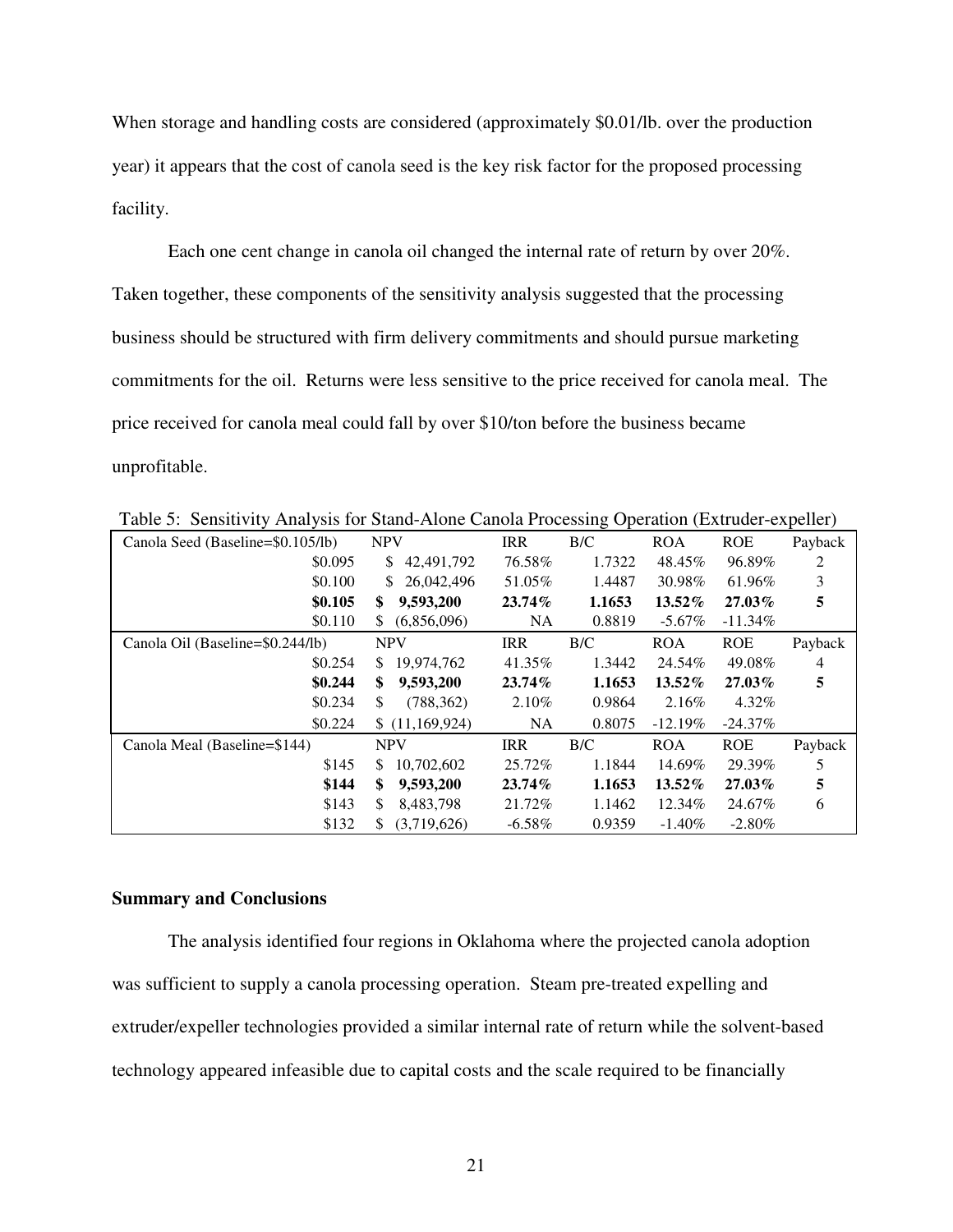When storage and handling costs are considered (approximately \$0.01/lb. over the production year) it appears that the cost of canola seed is the key risk factor for the proposed processing facility.

Each one cent change in canola oil changed the internal rate of return by over 20%. Taken together, these components of the sensitivity analysis suggested that the processing business should be structured with firm delivery commitments and should pursue marketing commitments for the oil. Returns were less sensitive to the price received for canola meal. The price received for canola meal could fall by over \$10/ton before the business became unprofitable.

Table 5: Sensitivity Analysis for Stand-Alone Canola Processing Operation (Extruder-expeller)

| Canola Seed (Baseline=\$0.105/lb) | NPV | IRR | B/C | ROA | ROE | Payback |
|---|---|---|---|---|---|---|
| \$0.095 | \$ 42,491,792 | 76.58% | 1.7322 | 48.45% | 96.89% | 2 |
| \$0.100 | \$ 26,042,496 | 51.05% | 1.4487 | 30.98% | 61.96% | 3 |
| **\$0.105** | **\$ 9,593,200** | **23.74%** | **1.1653** | **13.52%** | **27.03%** | **5** |
| \$0.110 | \$ (6,856,096) | NA | 0.8819 | -5.67% | -11.34% | |
| Canola Oil (Baseline=\$0.244/lb) | NPV | IRR | B/C | ROA | ROE | Payback |
| \$0.254 | \$ 19,974,762 | 41.35% | 1.3442 | 24.54% | 49.08% | 4 |
| **\$0.244** | **\$ 9,593,200** | **23.74%** | **1.1653** | **13.52%** | **27.03%** | **5** |
| \$0.234 | \$ (788,362) | 2.10% | 0.9864 | 2.16% | 4.32% | |
| \$0.224 | \$ (11,169,924) | NA | 0.8075 | -12.19% | -24.37% | |
| Canola Meal (Baseline=\$144) | NPV | IRR | B/C | ROA | ROE | Payback |
| \$145 | \$ 10,702,602 | 25.72% | 1.1844 | 14.69% | 29.39% | 5 |
| **\$144** | **\$ 9,593,200** | **23.74%** | **1.1653** | **13.52%** | **27.03%** | **5** |
| \$143 | \$ 8,483,798 | 21.72% | 1.1462 | 12.34% | 24.67% | 6 |
| \$132 | \$ (3,719,626) | -6.58% | 0.9359 | -1.40% | -2.80% | |

**Summary and Conclusions**

The analysis identified four regions in Oklahoma where the projected canola adoption was sufficient to supply a canola processing operation. Steam pre-treated expelling and extruder/expeller technologies provided a similar internal rate of return while the solvent-based technology appeared infeasible due to capital costs and the scale required to be financially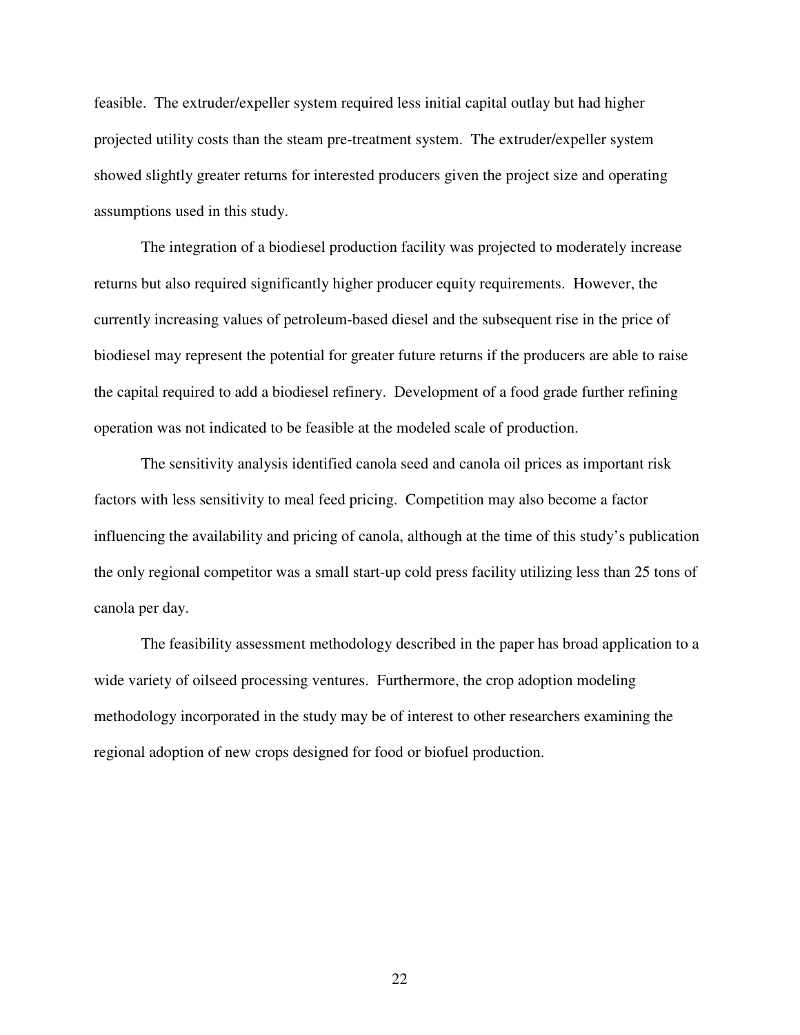feasible. The extruder/expeller system required less initial capital outlay but had higher projected utility costs than the steam pre-treatment system. The extruder/expeller system showed slightly greater returns for interested producers given the project size and operating assumptions used in this study.

The integration of a biodiesel production facility was projected to moderately increase returns but also required significantly higher producer equity requirements. However, the currently increasing values of petroleum-based diesel and the subsequent rise in the price of biodiesel may represent the potential for greater future returns if the producers are able to raise the capital required to add a biodiesel refinery. Development of a food grade further refining operation was not indicated to be feasible at the modeled scale of production.

The sensitivity analysis identified canola seed and canola oil prices as important risk factors with less sensitivity to meal feed pricing. Competition may also become a factor influencing the availability and pricing of canola, although at the time of this study's publication the only regional competitor was a small start-up cold press facility utilizing less than 25 tons of canola per day.

The feasibility assessment methodology described in the paper has broad application to a wide variety of oilseed processing ventures. Furthermore, the crop adoption modeling methodology incorporated in the study may be of interest to other researchers examining the regional adoption of new crops designed for food or biofuel production.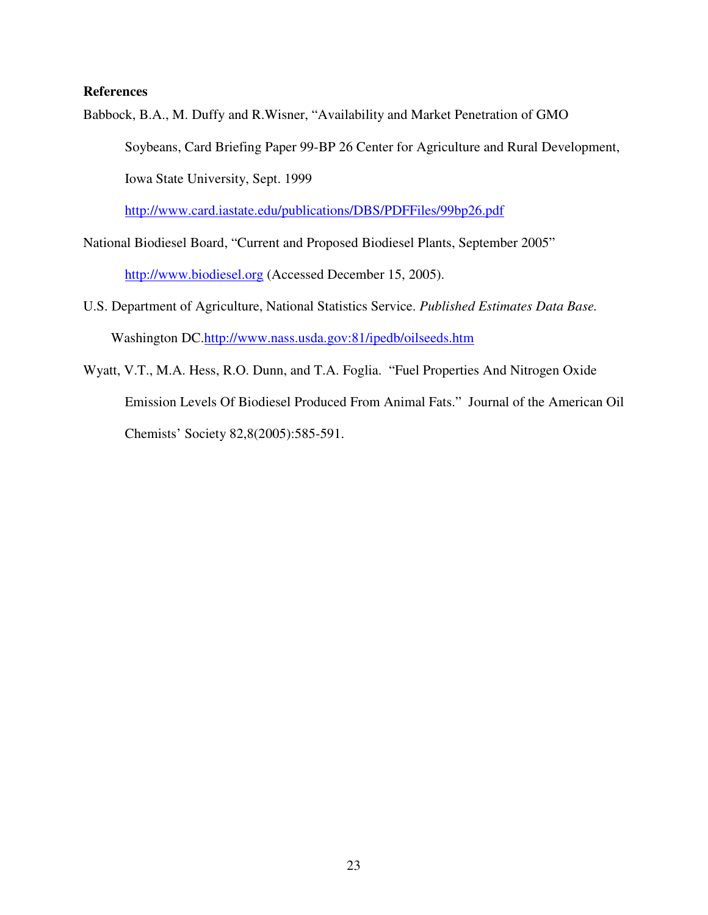**References**

Babbock, B.A., M. Duffy and R.Wisner, "Availability and Market Penetration of GMO Soybeans, Card Briefing Paper 99-BP 26 Center for Agriculture and Rural Development, Iowa State University, Sept. 1999 http://www.card.iastate.edu/publications/DBS/PDFFiles/99bp26.pdf

National Biodiesel Board, "Current and Proposed Biodiesel Plants, September 2005" http://www.biodiesel.org (Accessed December 15, 2005).

U.S. Department of Agriculture, National Statistics Service. *Published Estimates Data Base.* Washington DC.http://www.nass.usda.gov:81/ipedb/oilseeds.htm

Wyatt, V.T., M.A. Hess, R.O. Dunn, and T.A. Foglia. "Fuel Properties And Nitrogen Oxide Emission Levels Of Biodiesel Produced From Animal Fats." Journal of the American Oil Chemists' Society 82,8(2005):585-591.